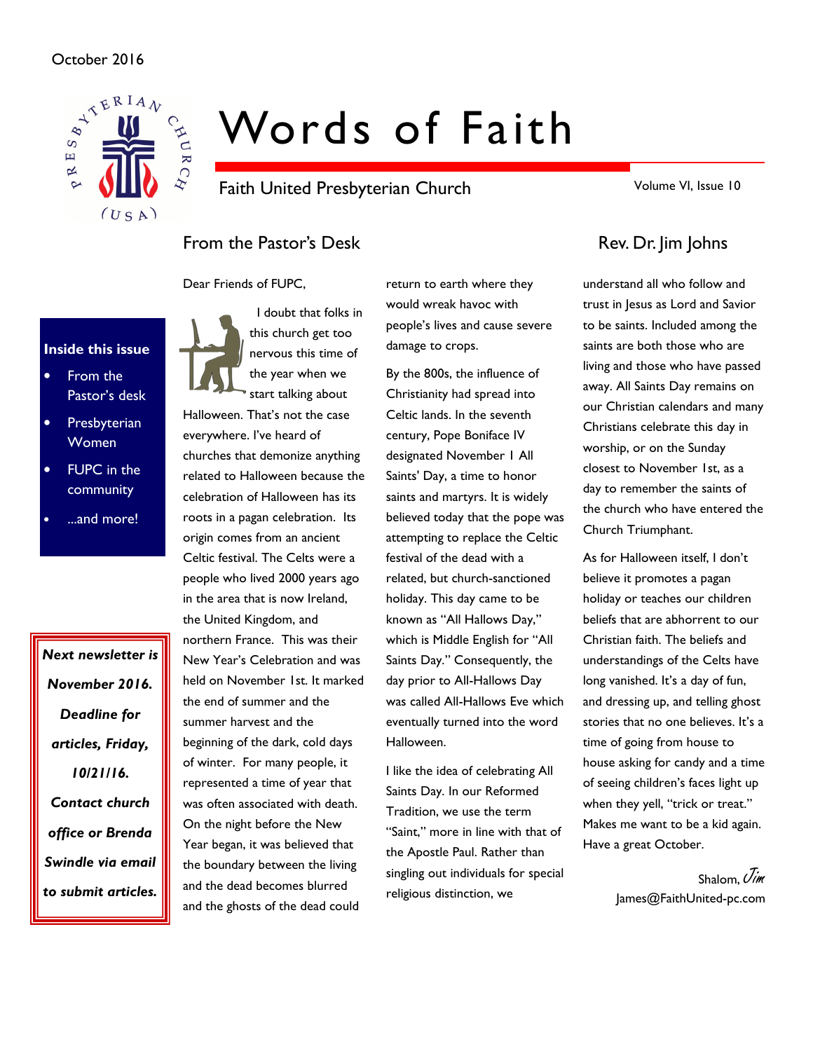October 2016

# Words of Faith

Faith United Presbyterian Church

Volume VI, Issue 10

**Inside this issue**

- From the Pastor's desk
- Presbyterian Women
- FUPC in the community
- ...and more!

***Next newsletter is November 2016. Deadline for articles, Friday, 10/21/16. Contact church office or Brenda Swindle via email to submit articles.***

## From the Pastor's Desk — Rev. Dr. Jim Johns

Dear Friends of FUPC,

I doubt that folks in this church get too nervous this time of the year when we start talking about Halloween. That's not the case everywhere. I've heard of churches that demonize anything related to Halloween because the celebration of Halloween has its roots in a pagan celebration. Its origin comes from an ancient Celtic festival. The Celts were a people who lived 2000 years ago in the area that is now Ireland, the United Kingdom, and northern France. This was their New Year's Celebration and was held on November 1st. It marked the end of summer and the summer harvest and the beginning of the dark, cold days of winter. For many people, it represented a time of year that was often associated with death. On the night before the New Year began, it was believed that the boundary between the living and the dead becomes blurred and the ghosts of the dead could return to earth where they would wreak havoc with people's lives and cause severe damage to crops.

By the 800s, the influence of Christianity had spread into Celtic lands. In the seventh century, Pope Boniface IV designated November 1 All Saints' Day, a time to honor saints and martyrs. It is widely believed today that the pope was attempting to replace the Celtic festival of the dead with a related, but church-sanctioned holiday. This day came to be known as "All Hallows Day," which is Middle English for "All Saints Day." Consequently, the day prior to All-Hallows Day was called All-Hallows Eve which eventually turned into the word Halloween.

I like the idea of celebrating All Saints Day. In our Reformed Tradition, we use the term "Saint," more in line with that of the Apostle Paul. Rather than singling out individuals for special religious distinction, we understand all who follow and trust in Jesus as Lord and Savior to be saints. Included among the saints are both those who are living and those who have passed away. All Saints Day remains on our Christian calendars and many Christians celebrate this day in worship, or on the Sunday closest to November 1st, as a day to remember the saints of the church who have entered the Church Triumphant.

As for Halloween itself, I don't believe it promotes a pagan holiday or teaches our children beliefs that are abhorrent to our Christian faith. The beliefs and understandings of the Celts have long vanished. It's a day of fun, and dressing up, and telling ghost stories that no one believes. It's a time of going from house to house asking for candy and a time of seeing children's faces light up when they yell, "trick or treat." Makes me want to be a kid again. Have a great October.

Shalom, *Jim*
James@FaithUnited-pc.com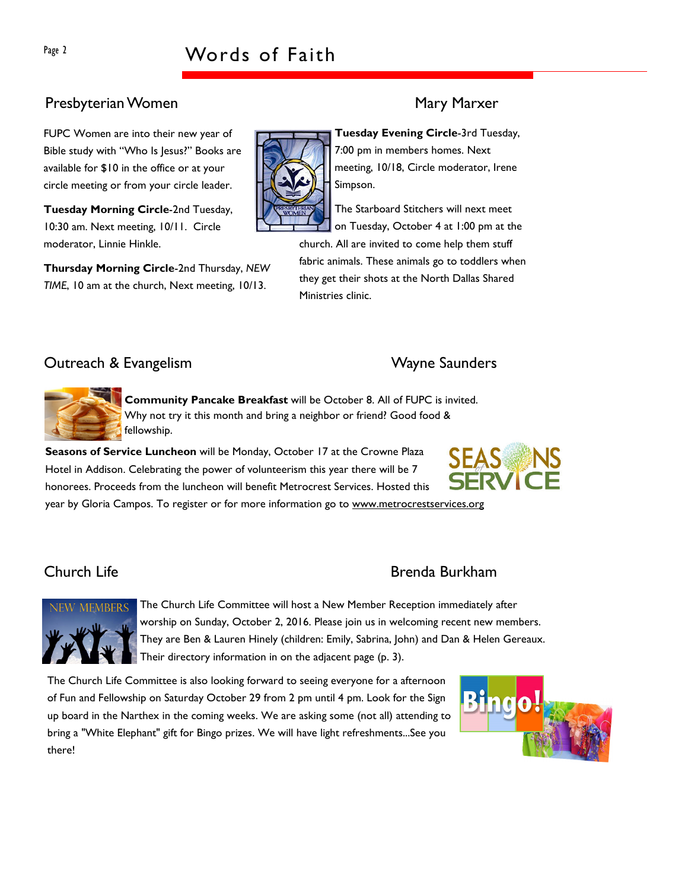## Presbyterian Women — Mary Marxer

FUPC Women are into their new year of Bible study with "Who Is Jesus?" Books are available for $10 in the office or at your circle meeting or from your circle leader.

**Tuesday Morning Circle**-2nd Tuesday, 10:30 am. Next meeting, 10/11. Circle moderator, Linnie Hinkle.

**Thursday Morning Circle**-2nd Thursday, *NEW TIME*, 10 am at the church, Next meeting, 10/13.

**Tuesday Evening Circle**-3rd Tuesday, 7:00 pm in members homes. Next meeting, 10/18, Circle moderator, Irene Simpson.

The Starboard Stitchers will next meet on Tuesday, October 4 at 1:00 pm at the church. All are invited to come help them stuff fabric animals. These animals go to toddlers when they get their shots at the North Dallas Shared Ministries clinic.

## Outreach & Evangelism — Wayne Saunders

**Community Pancake Breakfast** will be October 8. All of FUPC is invited. Why not try it this month and bring a neighbor or friend? Good food & fellowship.

**Seasons of Service Luncheon** will be Monday, October 17 at the Crowne Plaza Hotel in Addison. Celebrating the power of volunteerism this year there will be 7 honorees. Proceeds from the luncheon will benefit Metrocrest Services. Hosted this year by Gloria Campos. To register or for more information go to www.metrocrestservices.org

## Church Life — Brenda Burkham

The Church Life Committee will host a New Member Reception immediately after worship on Sunday, October 2, 2016. Please join us in welcoming recent new members. They are Ben & Lauren Hinely (children: Emily, Sabrina, John) and Dan & Helen Gereaux. Their directory information in on the adjacent page (p. 3).

The Church Life Committee is also looking forward to seeing everyone for a afternoon of Fun and Fellowship on Saturday October 29 from 2 pm until 4 pm. Look for the Sign up board in the Narthex in the coming weeks. We are asking some (not all) attending to bring a "White Elephant" gift for Bingo prizes. We will have light refreshments...See you there!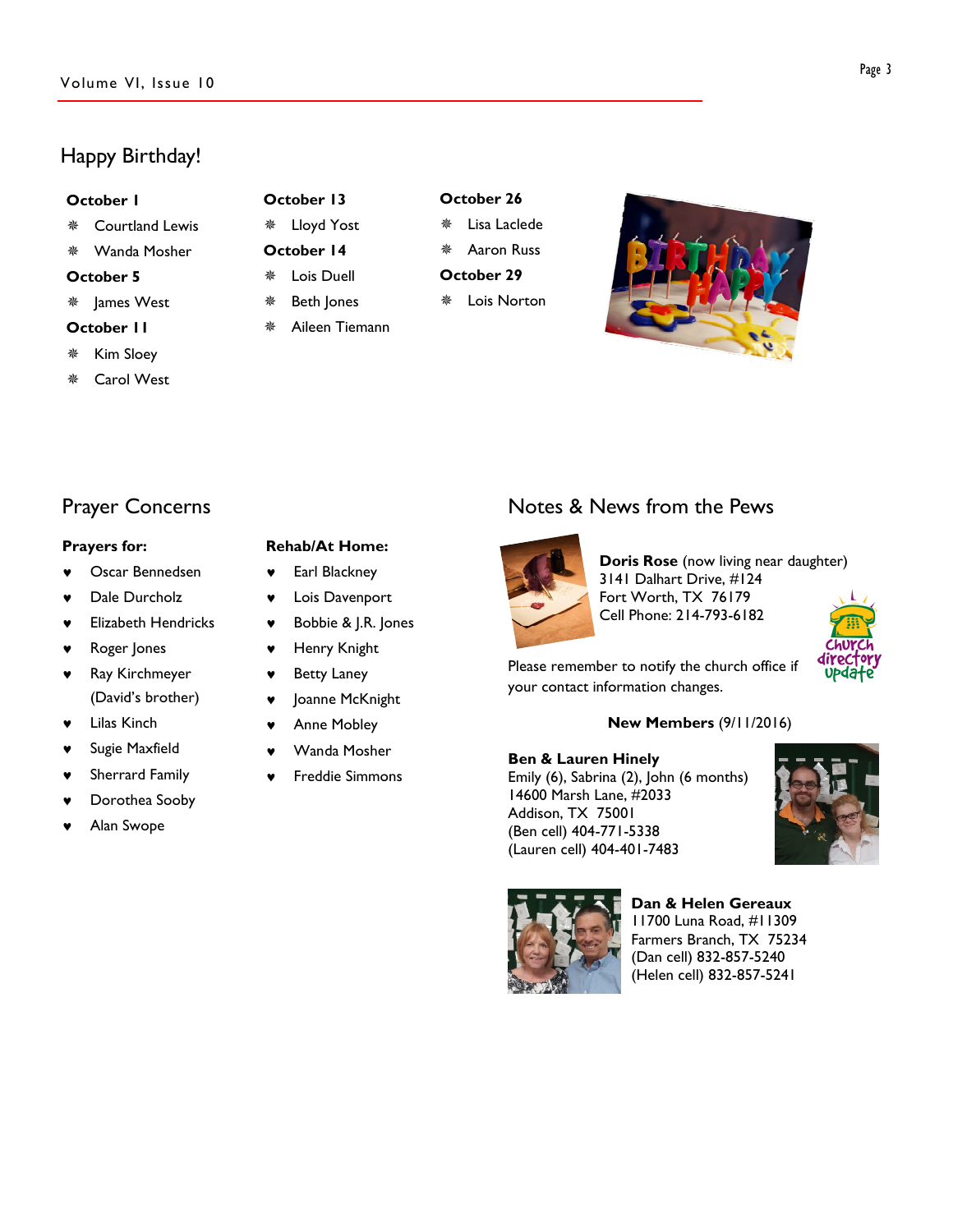## Happy Birthday!

**October 1**

- Courtland Lewis
- Wanda Mosher

**October 5**

- James West

**October 11**

- Kim Sloey
- Carol West

**October 13**

- Lloyd Yost

**October 14**

- Lois Duell
- Beth Jones
- Aileen Tiemann

**October 26**

- Lisa Laclede
- Aaron Russ

**October 29**

- Lois Norton

## Prayer Concerns

**Prayers for:**

- Oscar Bennedsen
- Dale Durcholz
- Elizabeth Hendricks
- Roger Jones
- Ray Kirchmeyer (David's brother)
- Lilas Kinch
- Sugie Maxfield
- Sherrard Family
- Dorothea Sooby
- Alan Swope

**Rehab/At Home:**

- Earl Blackney
- Lois Davenport
- Bobbie & J.R. Jones
- Henry Knight
- Betty Laney
- Joanne McKnight
- Anne Mobley
- Wanda Mosher
- Freddie Simmons

## Notes & News from the Pews

**Doris Rose** (now living near daughter)
3141 Dalhart Drive, #124
Fort Worth, TX 76179
Cell Phone: 214-793-6182

Please remember to notify the church office if your contact information changes.

**New Members** (9/11/2016)

**Ben & Lauren Hinely**
Emily (6), Sabrina (2), John (6 months)
14600 Marsh Lane, #2033
Addison, TX 75001
(Ben cell) 404-771-5338
(Lauren cell) 404-401-7483

**Dan & Helen Gereaux**
11700 Luna Road, #11309
Farmers Branch, TX 75234
(Dan cell) 832-857-5240
(Helen cell) 832-857-5241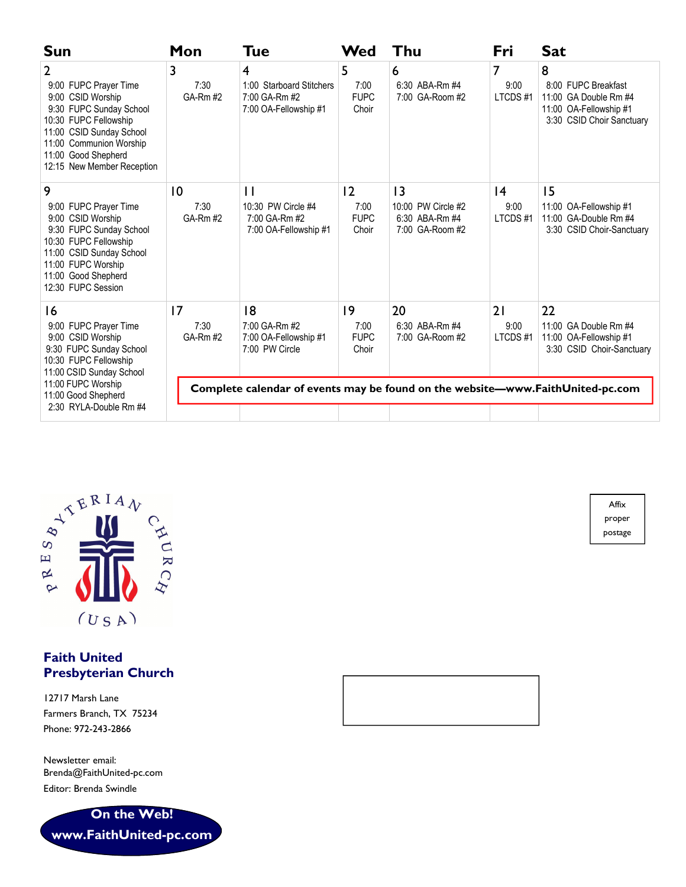| Sun | Mon | Tue | Wed | Thu | Fri | Sat |
|---|---|---|---|---|---|---|
| 2<br>9:00 FUPC Prayer Time<br>9:00 CSID Worship<br>9:30 FUPC Sunday School<br>10:30 FUPC Fellowship<br>11:00 CSID Sunday School<br>11:00 Communion Worship<br>11:00 Good Shepherd<br>12:15 New Member Reception | 3<br>7:30<br>GA-Rm #2 | 4<br>1:00 Starboard Stitchers<br>7:00 GA-Rm #2<br>7:00 OA-Fellowship #1 | 5<br>7:00<br>FUPC<br>Choir | 6<br>6:30 ABA-Rm #4<br>7:00 GA-Room #2 | 7<br>9:00<br>LTCDS #1 | 8<br>8:00 FUPC Breakfast<br>11:00 GA Double Rm #4<br>11:00 OA-Fellowship #1<br>3:30 CSID Choir Sanctuary |
| 9<br>9:00 FUPC Prayer Time<br>9:00 CSID Worship<br>9:30 FUPC Sunday School<br>10:30 FUPC Fellowship<br>11:00 CSID Sunday School<br>11:00 FUPC Worship<br>11:00 Good Shepherd<br>12:30 FUPC Session | 10<br>7:30<br>GA-Rm #2 | 11<br>10:30 PW Circle #4<br>7:00 GA-Rm #2<br>7:00 OA-Fellowship #1 | 12<br>7:00<br>FUPC<br>Choir | 13<br>10:00 PW Circle #2<br>6:30 ABA-Rm #4<br>7:00 GA-Room #2 | 14<br>9:00<br>LTCDS #1 | 15<br>11:00 OA-Fellowship #1<br>11:00 GA-Double Rm #4<br>3:30 CSID Choir-Sanctuary |
| 16<br>9:00 FUPC Prayer Time<br>9:00 CSID Worship<br>9:30 FUPC Sunday School<br>10:30 FUPC Fellowship<br>11:00 CSID Sunday School<br>11:00 FUPC Worship<br>11:00 Good Shepherd<br>2:30 RYLA-Double Rm #4 | 17<br>7:30<br>GA-Rm #2 | 18<br>7:00 GA-Rm #2<br>7:00 OA-Fellowship #1<br>7:00 PW Circle | 19<br>7:00<br>FUPC<br>Choir | 20<br>6:30 ABA-Rm #4<br>7:00 GA-Room #2 | 21<br>9:00<br>LTCDS #1 | 22<br>11:00 GA Double Rm #4<br>11:00 OA-Fellowship #1<br>3:30 CSID Choir-Sanctuary |

**Complete calendar of events may be found on the website—www.FaithUnited-pc.com**

PRESBYTERIAN CHURCH (USA)

Affix proper postage

## Faith United Presbyterian Church

12717 Marsh Lane
Farmers Branch, TX 75234
Phone: 972-243-2866

Newsletter email:
Brenda@FaithUnited-pc.com
Editor: Brenda Swindle

**On the Web!**
**www.FaithUnited-pc.com**